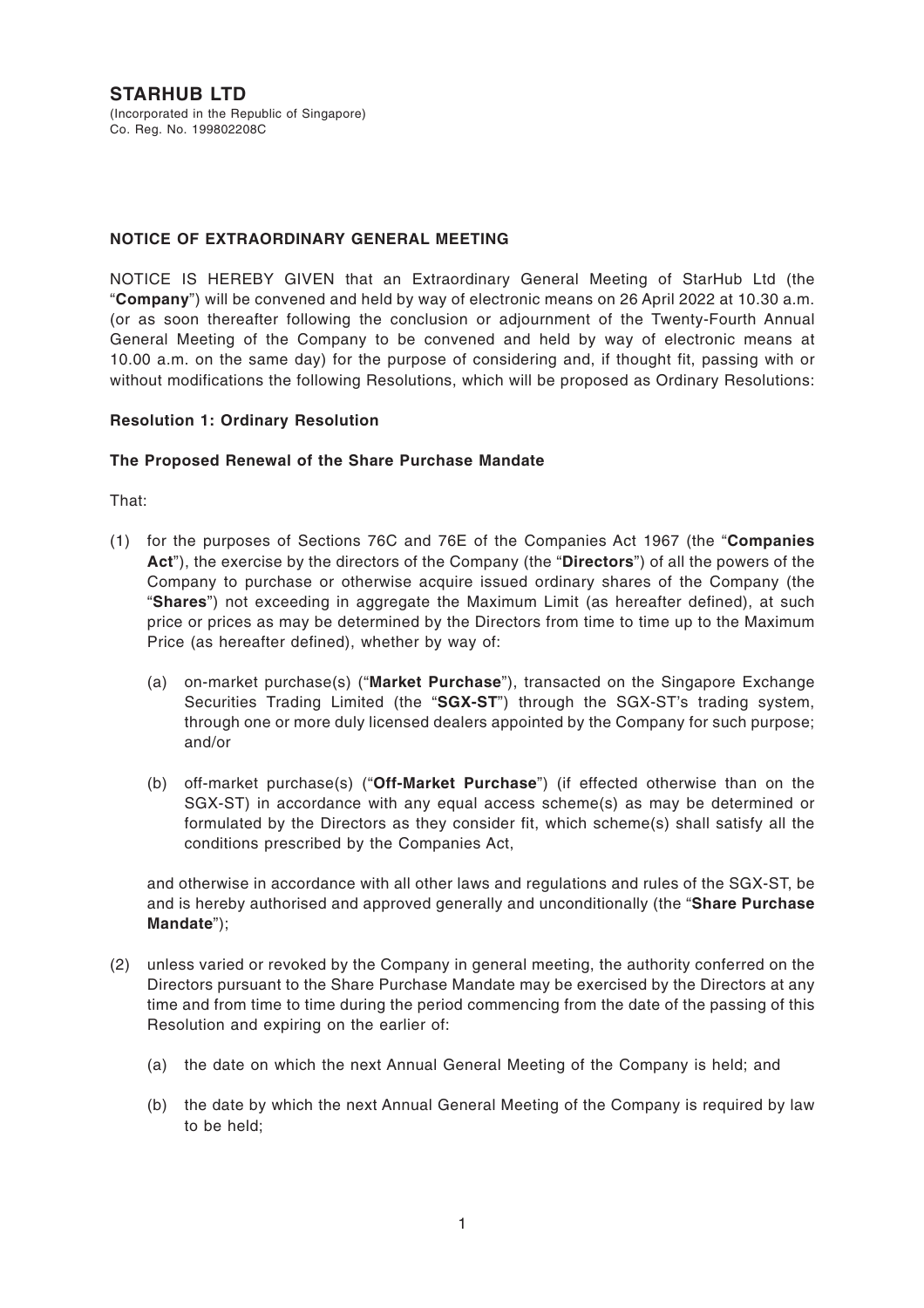# STARHUB LTD

(Incorporated in the Republic of Singapore)
Co. Reg. No. 199802208C

## NOTICE OF EXTRAORDINARY GENERAL MEETING

NOTICE IS HEREBY GIVEN that an Extraordinary General Meeting of StarHub Ltd (the "**Company**") will be convened and held by way of electronic means on 26 April 2022 at 10.30 a.m. (or as soon thereafter following the conclusion or adjournment of the Twenty-Fourth Annual General Meeting of the Company to be convened and held by way of electronic means at 10.00 a.m. on the same day) for the purpose of considering and, if thought fit, passing with or without modifications the following Resolutions, which will be proposed as Ordinary Resolutions:

### Resolution 1: Ordinary Resolution

### The Proposed Renewal of the Share Purchase Mandate

That:

(1) for the purposes of Sections 76C and 76E of the Companies Act 1967 (the "**Companies Act**"), the exercise by the directors of the Company (the "**Directors**") of all the powers of the Company to purchase or otherwise acquire issued ordinary shares of the Company (the "**Shares**") not exceeding in aggregate the Maximum Limit (as hereafter defined), at such price or prices as may be determined by the Directors from time to time up to the Maximum Price (as hereafter defined), whether by way of:

   (a) on-market purchase(s) ("**Market Purchase**"), transacted on the Singapore Exchange Securities Trading Limited (the "**SGX-ST**") through the SGX-ST's trading system, through one or more duly licensed dealers appointed by the Company for such purpose; and/or

   (b) off-market purchase(s) ("**Off-Market Purchase**") (if effected otherwise than on the SGX-ST) in accordance with any equal access scheme(s) as may be determined or formulated by the Directors as they consider fit, which scheme(s) shall satisfy all the conditions prescribed by the Companies Act,

   and otherwise in accordance with all other laws and regulations and rules of the SGX-ST, be and is hereby authorised and approved generally and unconditionally (the "**Share Purchase Mandate**");

(2) unless varied or revoked by the Company in general meeting, the authority conferred on the Directors pursuant to the Share Purchase Mandate may be exercised by the Directors at any time and from time to time during the period commencing from the date of the passing of this Resolution and expiring on the earlier of:

   (a) the date on which the next Annual General Meeting of the Company is held; and

   (b) the date by which the next Annual General Meeting of the Company is required by law to be held;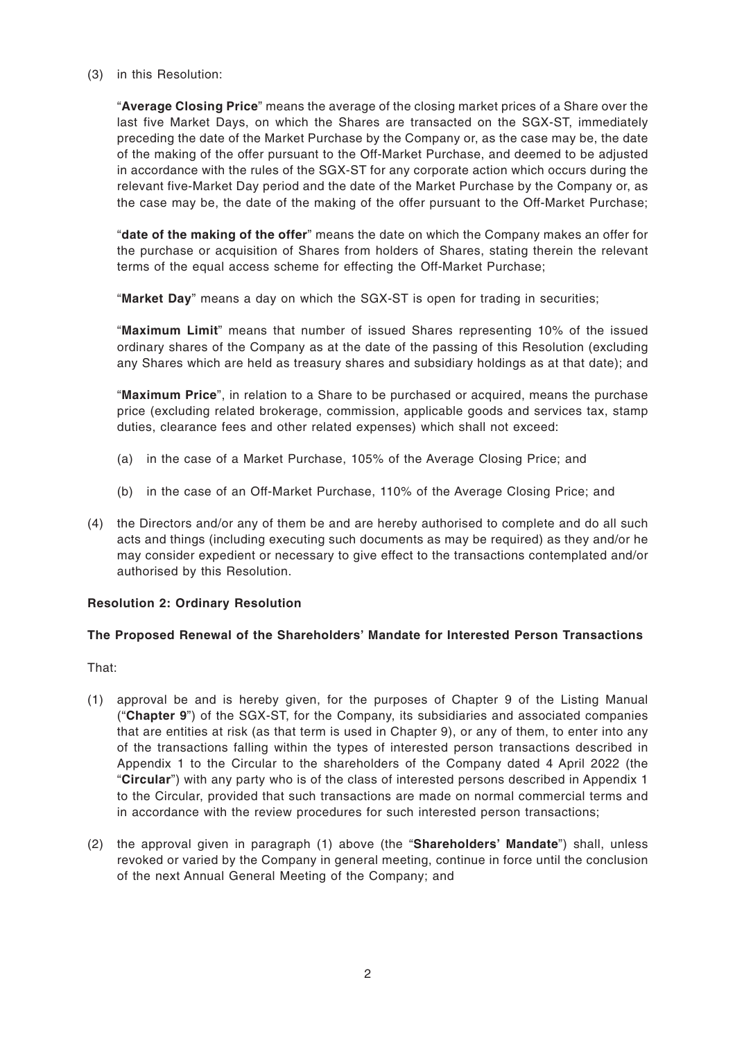(3) in this Resolution:

"**Average Closing Price**" means the average of the closing market prices of a Share over the last five Market Days, on which the Shares are transacted on the SGX-ST, immediately preceding the date of the Market Purchase by the Company or, as the case may be, the date of the making of the offer pursuant to the Off-Market Purchase, and deemed to be adjusted in accordance with the rules of the SGX-ST for any corporate action which occurs during the relevant five-Market Day period and the date of the Market Purchase by the Company or, as the case may be, the date of the making of the offer pursuant to the Off-Market Purchase;

"**date of the making of the offer**" means the date on which the Company makes an offer for the purchase or acquisition of Shares from holders of Shares, stating therein the relevant terms of the equal access scheme for effecting the Off-Market Purchase;

"**Market Day**" means a day on which the SGX-ST is open for trading in securities;

"**Maximum Limit**" means that number of issued Shares representing 10% of the issued ordinary shares of the Company as at the date of the passing of this Resolution (excluding any Shares which are held as treasury shares and subsidiary holdings as at that date); and

"**Maximum Price**", in relation to a Share to be purchased or acquired, means the purchase price (excluding related brokerage, commission, applicable goods and services tax, stamp duties, clearance fees and other related expenses) which shall not exceed:

(a) in the case of a Market Purchase, 105% of the Average Closing Price; and

(b) in the case of an Off-Market Purchase, 110% of the Average Closing Price; and

(4) the Directors and/or any of them be and are hereby authorised to complete and do all such acts and things (including executing such documents as may be required) as they and/or he may consider expedient or necessary to give effect to the transactions contemplated and/or authorised by this Resolution.

**Resolution 2: Ordinary Resolution**

**The Proposed Renewal of the Shareholders' Mandate for Interested Person Transactions**

That:

(1) approval be and is hereby given, for the purposes of Chapter 9 of the Listing Manual ("**Chapter 9**") of the SGX-ST, for the Company, its subsidiaries and associated companies that are entities at risk (as that term is used in Chapter 9), or any of them, to enter into any of the transactions falling within the types of interested person transactions described in Appendix 1 to the Circular to the shareholders of the Company dated 4 April 2022 (the "**Circular**") with any party who is of the class of interested persons described in Appendix 1 to the Circular, provided that such transactions are made on normal commercial terms and in accordance with the review procedures for such interested person transactions;

(2) the approval given in paragraph (1) above (the "**Shareholders' Mandate**") shall, unless revoked or varied by the Company in general meeting, continue in force until the conclusion of the next Annual General Meeting of the Company; and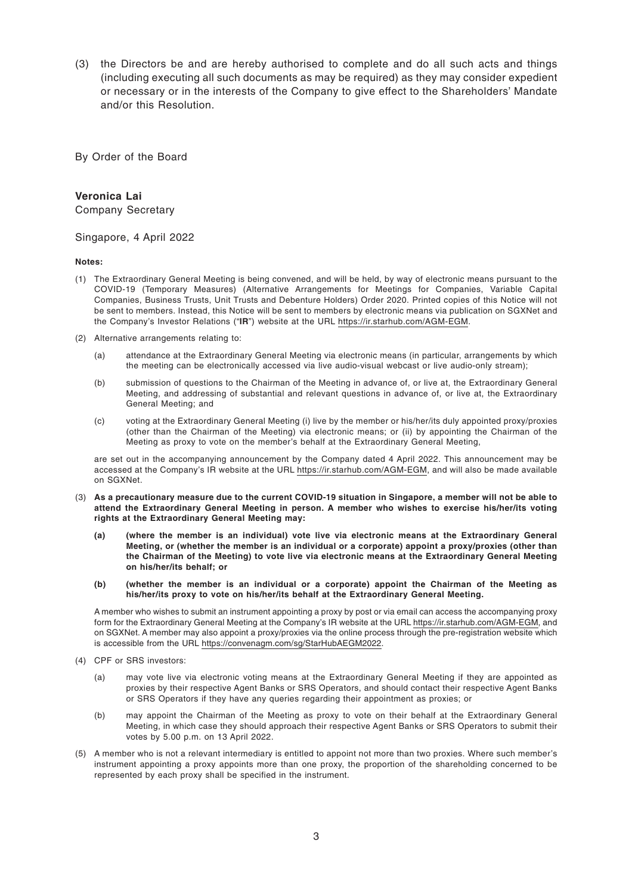(3) the Directors be and are hereby authorised to complete and do all such acts and things (including executing all such documents as may be required) as they may consider expedient or necessary or in the interests of the Company to give effect to the Shareholders' Mandate and/or this Resolution.

By Order of the Board

**Veronica Lai**
Company Secretary

Singapore, 4 April 2022

**Notes:**

(1) The Extraordinary General Meeting is being convened, and will be held, by way of electronic means pursuant to the COVID-19 (Temporary Measures) (Alternative Arrangements for Meetings for Companies, Variable Capital Companies, Business Trusts, Unit Trusts and Debenture Holders) Order 2020. Printed copies of this Notice will not be sent to members. Instead, this Notice will be sent to members by electronic means via publication on SGXNet and the Company's Investor Relations ("**IR**") website at the URL https://ir.starhub.com/AGM-EGM.

(2) Alternative arrangements relating to:

   (a) attendance at the Extraordinary General Meeting via electronic means (in particular, arrangements by which the meeting can be electronically accessed via live audio-visual webcast or live audio-only stream);

   (b) submission of questions to the Chairman of the Meeting in advance of, or live at, the Extraordinary General Meeting, and addressing of substantial and relevant questions in advance of, or live at, the Extraordinary General Meeting; and

   (c) voting at the Extraordinary General Meeting (i) live by the member or his/her/its duly appointed proxy/proxies (other than the Chairman of the Meeting) via electronic means; or (ii) by appointing the Chairman of the Meeting as proxy to vote on the member's behalf at the Extraordinary General Meeting,

   are set out in the accompanying announcement by the Company dated 4 April 2022. This announcement may be accessed at the Company's IR website at the URL https://ir.starhub.com/AGM-EGM, and will also be made available on SGXNet.

(3) **As a precautionary measure due to the current COVID-19 situation in Singapore, a member will not be able to attend the Extraordinary General Meeting in person. A member who wishes to exercise his/her/its voting rights at the Extraordinary General Meeting may:**

   **(a) (where the member is an individual) vote live via electronic means at the Extraordinary General Meeting, or (whether the member is an individual or a corporate) appoint a proxy/proxies (other than the Chairman of the Meeting) to vote live via electronic means at the Extraordinary General Meeting on his/her/its behalf; or**

   **(b) (whether the member is an individual or a corporate) appoint the Chairman of the Meeting as his/her/its proxy to vote on his/her/its behalf at the Extraordinary General Meeting.**

   A member who wishes to submit an instrument appointing a proxy by post or via email can access the accompanying proxy form for the Extraordinary General Meeting at the Company's IR website at the URL https://ir.starhub.com/AGM-EGM, and on SGXNet. A member may also appoint a proxy/proxies via the online process through the pre-registration website which is accessible from the URL https://convenagm.com/sg/StarHubAEGM2022.

(4) CPF or SRS investors:

   (a) may vote live via electronic voting means at the Extraordinary General Meeting if they are appointed as proxies by their respective Agent Banks or SRS Operators, and should contact their respective Agent Banks or SRS Operators if they have any queries regarding their appointment as proxies; or

   (b) may appoint the Chairman of the Meeting as proxy to vote on their behalf at the Extraordinary General Meeting, in which case they should approach their respective Agent Banks or SRS Operators to submit their votes by 5.00 p.m. on 13 April 2022.

(5) A member who is not a relevant intermediary is entitled to appoint not more than two proxies. Where such member's instrument appointing a proxy appoints more than one proxy, the proportion of the shareholding concerned to be represented by each proxy shall be specified in the instrument.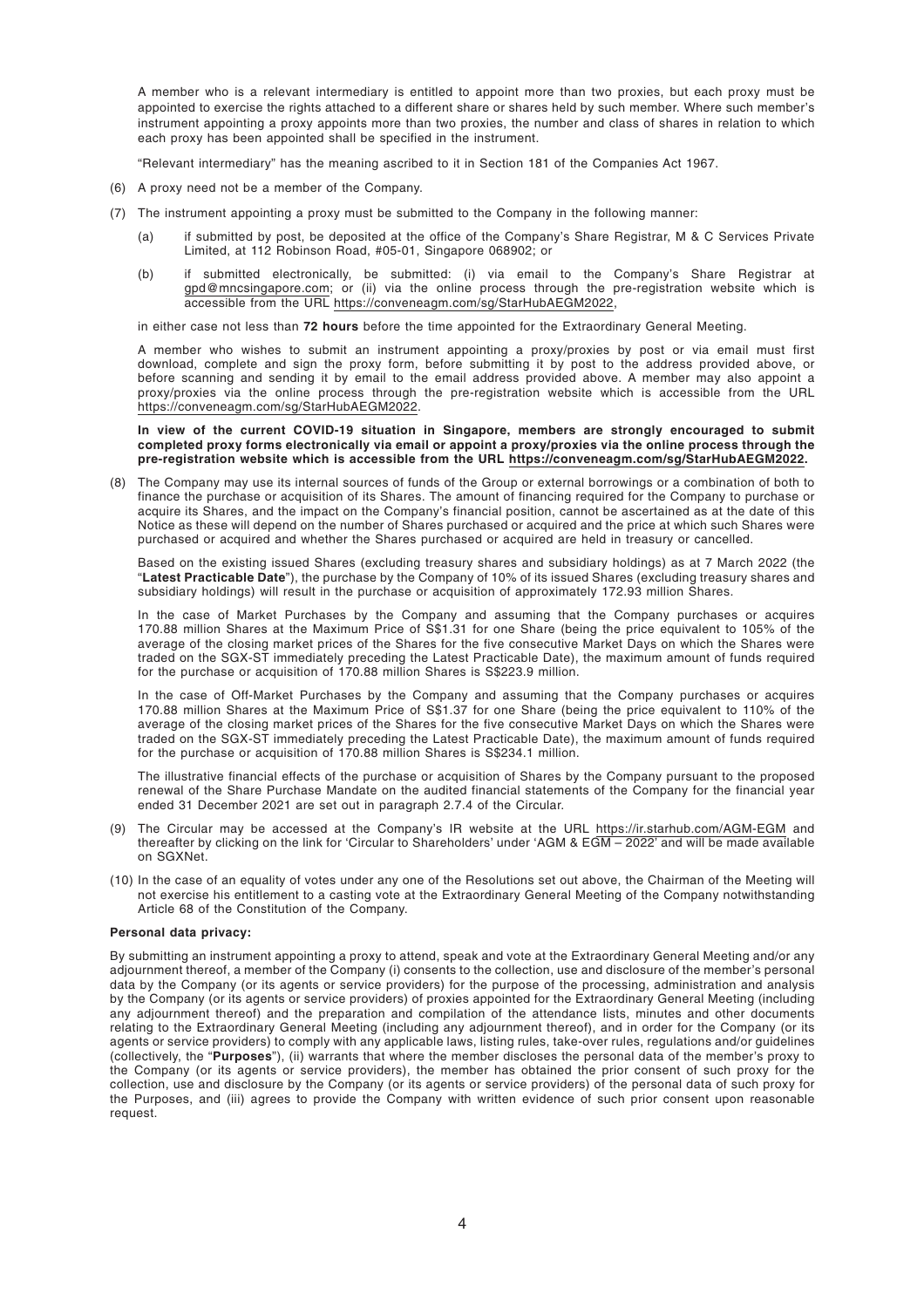A member who is a relevant intermediary is entitled to appoint more than two proxies, but each proxy must be appointed to exercise the rights attached to a different share or shares held by such member. Where such member's instrument appointing a proxy appoints more than two proxies, the number and class of shares in relation to which each proxy has been appointed shall be specified in the instrument.

"Relevant intermediary" has the meaning ascribed to it in Section 181 of the Companies Act 1967.

(6) A proxy need not be a member of the Company.

(7) The instrument appointing a proxy must be submitted to the Company in the following manner:

(a) if submitted by post, be deposited at the office of the Company's Share Registrar, M & C Services Private Limited, at 112 Robinson Road, #05-01, Singapore 068902; or

(b) if submitted electronically, be submitted: (i) via email to the Company's Share Registrar at gpd@mncsingapore.com; or (ii) via the online process through the pre-registration website which is accessible from the URL https://conveneagm.com/sg/StarHubAEGM2022,

in either case not less than **72 hours** before the time appointed for the Extraordinary General Meeting.

A member who wishes to submit an instrument appointing a proxy/proxies by post or via email must first download, complete and sign the proxy form, before submitting it by post to the address provided above, or before scanning and sending it by email to the email address provided above. A member may also appoint a proxy/proxies via the online process through the pre-registration website which is accessible from the URL https://conveneagm.com/sg/StarHubAEGM2022.

**In view of the current COVID-19 situation in Singapore, members are strongly encouraged to submit completed proxy forms electronically via email or appoint a proxy/proxies via the online process through the pre-registration website which is accessible from the URL https://conveneagm.com/sg/StarHubAEGM2022.**

(8) The Company may use its internal sources of funds of the Group or external borrowings or a combination of both to finance the purchase or acquisition of its Shares. The amount of financing required for the Company to purchase or acquire its Shares, and the impact on the Company's financial position, cannot be ascertained as at the date of this Notice as these will depend on the number of Shares purchased or acquired and the price at which such Shares were purchased or acquired and whether the Shares purchased or acquired are held in treasury or cancelled.

Based on the existing issued Shares (excluding treasury shares and subsidiary holdings) as at 7 March 2022 (the "**Latest Practicable Date**"), the purchase by the Company of 10% of its issued Shares (excluding treasury shares and subsidiary holdings) will result in the purchase or acquisition of approximately 172.93 million Shares.

In the case of Market Purchases by the Company and assuming that the Company purchases or acquires 170.88 million Shares at the Maximum Price of S$1.31 for one Share (being the price equivalent to 105% of the average of the closing market prices of the Shares for the five consecutive Market Days on which the Shares were traded on the SGX-ST immediately preceding the Latest Practicable Date), the maximum amount of funds required for the purchase or acquisition of 170.88 million Shares is S$223.9 million.

In the case of Off-Market Purchases by the Company and assuming that the Company purchases or acquires 170.88 million Shares at the Maximum Price of S$1.37 for one Share (being the price equivalent to 110% of the average of the closing market prices of the Shares for the five consecutive Market Days on which the Shares were traded on the SGX-ST immediately preceding the Latest Practicable Date), the maximum amount of funds required for the purchase or acquisition of 170.88 million Shares is S$234.1 million.

The illustrative financial effects of the purchase or acquisition of Shares by the Company pursuant to the proposed renewal of the Share Purchase Mandate on the audited financial statements of the Company for the financial year ended 31 December 2021 are set out in paragraph 2.7.4 of the Circular.

(9) The Circular may be accessed at the Company's IR website at the URL https://ir.starhub.com/AGM-EGM and thereafter by clicking on the link for 'Circular to Shareholders' under 'AGM & EGM – 2022' and will be made available on SGXNet.

(10) In the case of an equality of votes under any one of the Resolutions set out above, the Chairman of the Meeting will not exercise his entitlement to a casting vote at the Extraordinary General Meeting of the Company notwithstanding Article 68 of the Constitution of the Company.

**Personal data privacy:**

By submitting an instrument appointing a proxy to attend, speak and vote at the Extraordinary General Meeting and/or any adjournment thereof, a member of the Company (i) consents to the collection, use and disclosure of the member's personal data by the Company (or its agents or service providers) for the purpose of the processing, administration and analysis by the Company (or its agents or service providers) of proxies appointed for the Extraordinary General Meeting (including any adjournment thereof) and the preparation and compilation of the attendance lists, minutes and other documents relating to the Extraordinary General Meeting (including any adjournment thereof), and in order for the Company (or its agents or service providers) to comply with any applicable laws, listing rules, take-over rules, regulations and/or guidelines (collectively, the "**Purposes**"), (ii) warrants that where the member discloses the personal data of the member's proxy to the Company (or its agents or service providers), the member has obtained the prior consent of such proxy for the collection, use and disclosure by the Company (or its agents or service providers) of the personal data of such proxy for the Purposes, and (iii) agrees to provide the Company with written evidence of such prior consent upon reasonable request.